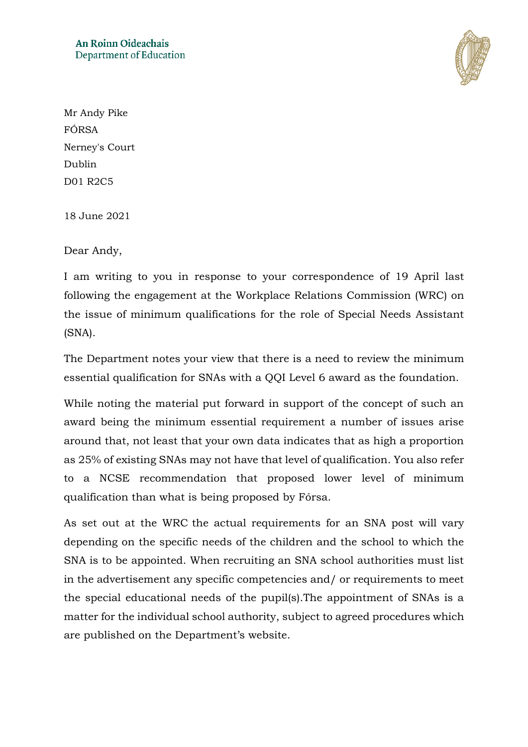An Roinn Oideachais
Department of Education

Mr Andy Pike
FÓRSA
Nerney's Court
Dublin
D01 R2C5

18 June 2021

Dear Andy,

I am writing to you in response to your correspondence of 19 April last following the engagement at the Workplace Relations Commission (WRC) on the issue of minimum qualifications for the role of Special Needs Assistant (SNA).

The Department notes your view that there is a need to review the minimum essential qualification for SNAs with a QQI Level 6 award as the foundation.

While noting the material put forward in support of the concept of such an award being the minimum essential requirement a number of issues arise around that, not least that your own data indicates that as high a proportion as 25% of existing SNAs may not have that level of qualification. You also refer to a NCSE recommendation that proposed lower level of minimum qualification than what is being proposed by Fórsa.

As set out at the WRC the actual requirements for an SNA post will vary depending on the specific needs of the children and the school to which the SNA is to be appointed. When recruiting an SNA school authorities must list in the advertisement any specific competencies and/ or requirements to meet the special educational needs of the pupil(s).The appointment of SNAs is a matter for the individual school authority, subject to agreed procedures which are published on the Department's website.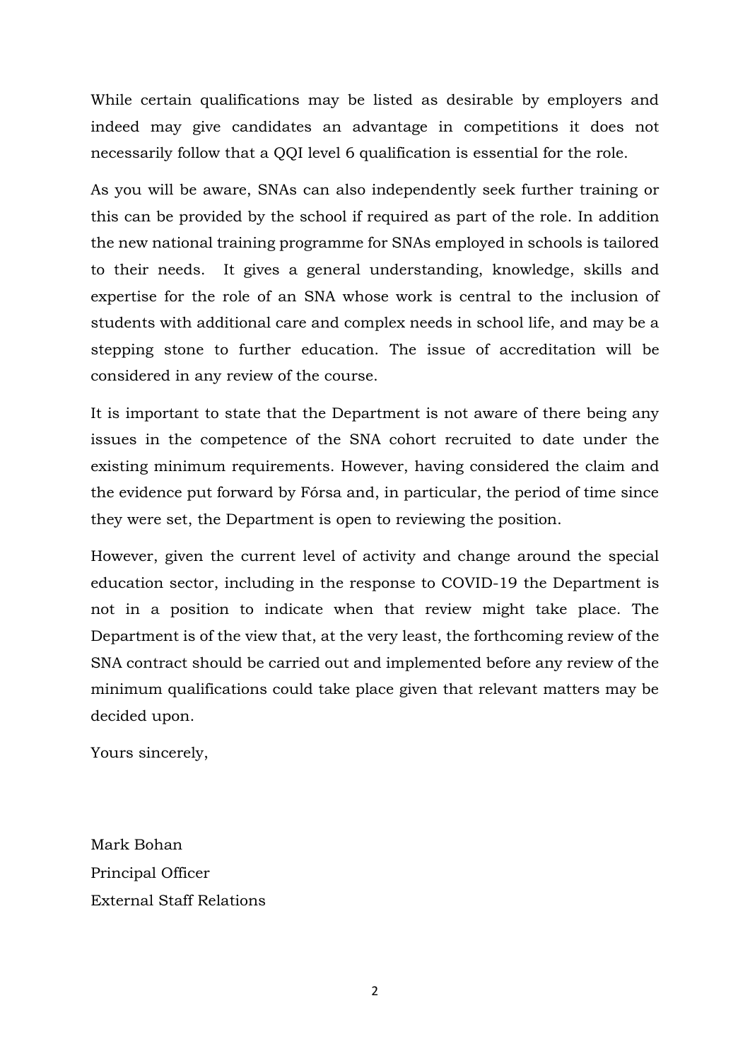While certain qualifications may be listed as desirable by employers and indeed may give candidates an advantage in competitions it does not necessarily follow that a QQI level 6 qualification is essential for the role.

As you will be aware, SNAs can also independently seek further training or this can be provided by the school if required as part of the role. In addition the new national training programme for SNAs employed in schools is tailored to their needs. It gives a general understanding, knowledge, skills and expertise for the role of an SNA whose work is central to the inclusion of students with additional care and complex needs in school life, and may be a stepping stone to further education. The issue of accreditation will be considered in any review of the course.

It is important to state that the Department is not aware of there being any issues in the competence of the SNA cohort recruited to date under the existing minimum requirements. However, having considered the claim and the evidence put forward by Fórsa and, in particular, the period of time since they were set, the Department is open to reviewing the position.

However, given the current level of activity and change around the special education sector, including in the response to COVID-19 the Department is not in a position to indicate when that review might take place. The Department is of the view that, at the very least, the forthcoming review of the SNA contract should be carried out and implemented before any review of the minimum qualifications could take place given that relevant matters may be decided upon.

Yours sincerely,

Mark Bohan
Principal Officer
External Staff Relations